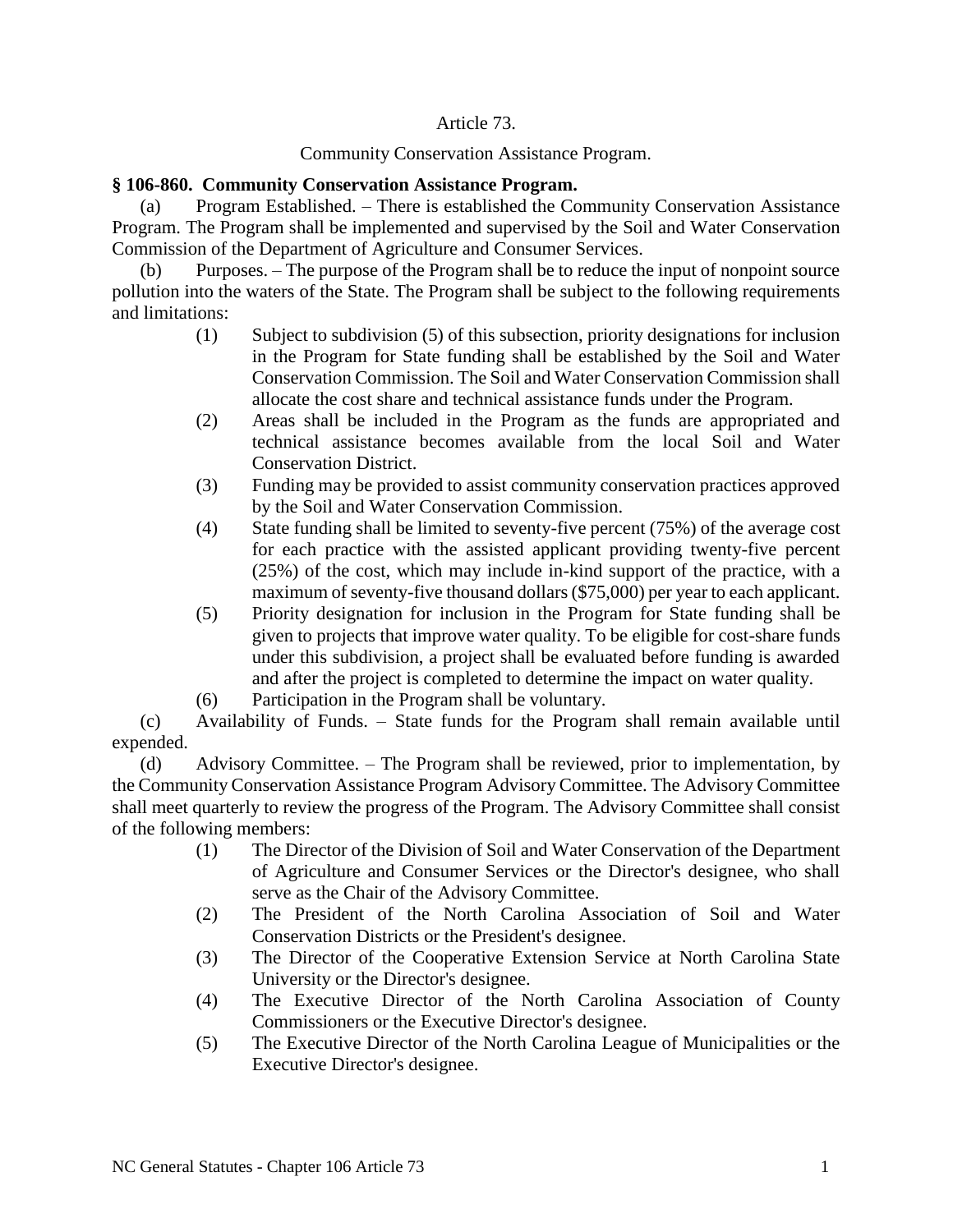Article 73.

Community Conservation Assistance Program.

**§ 106-860. Community Conservation Assistance Program.**

(a) Program Established. – There is established the Community Conservation Assistance Program. The Program shall be implemented and supervised by the Soil and Water Conservation Commission of the Department of Agriculture and Consumer Services.

(b) Purposes. – The purpose of the Program shall be to reduce the input of nonpoint source pollution into the waters of the State. The Program shall be subject to the following requirements and limitations:

(1) Subject to subdivision (5) of this subsection, priority designations for inclusion in the Program for State funding shall be established by the Soil and Water Conservation Commission. The Soil and Water Conservation Commission shall allocate the cost share and technical assistance funds under the Program.

(2) Areas shall be included in the Program as the funds are appropriated and technical assistance becomes available from the local Soil and Water Conservation District.

(3) Funding may be provided to assist community conservation practices approved by the Soil and Water Conservation Commission.

(4) State funding shall be limited to seventy-five percent (75%) of the average cost for each practice with the assisted applicant providing twenty-five percent (25%) of the cost, which may include in-kind support of the practice, with a maximum of seventy-five thousand dollars ($75,000) per year to each applicant.

(5) Priority designation for inclusion in the Program for State funding shall be given to projects that improve water quality. To be eligible for cost-share funds under this subdivision, a project shall be evaluated before funding is awarded and after the project is completed to determine the impact on water quality.

(6) Participation in the Program shall be voluntary.

(c) Availability of Funds. – State funds for the Program shall remain available until expended.

(d) Advisory Committee. – The Program shall be reviewed, prior to implementation, by the Community Conservation Assistance Program Advisory Committee. The Advisory Committee shall meet quarterly to review the progress of the Program. The Advisory Committee shall consist of the following members:

(1) The Director of the Division of Soil and Water Conservation of the Department of Agriculture and Consumer Services or the Director's designee, who shall serve as the Chair of the Advisory Committee.

(2) The President of the North Carolina Association of Soil and Water Conservation Districts or the President's designee.

(3) The Director of the Cooperative Extension Service at North Carolina State University or the Director's designee.

(4) The Executive Director of the North Carolina Association of County Commissioners or the Executive Director's designee.

(5) The Executive Director of the North Carolina League of Municipalities or the Executive Director's designee.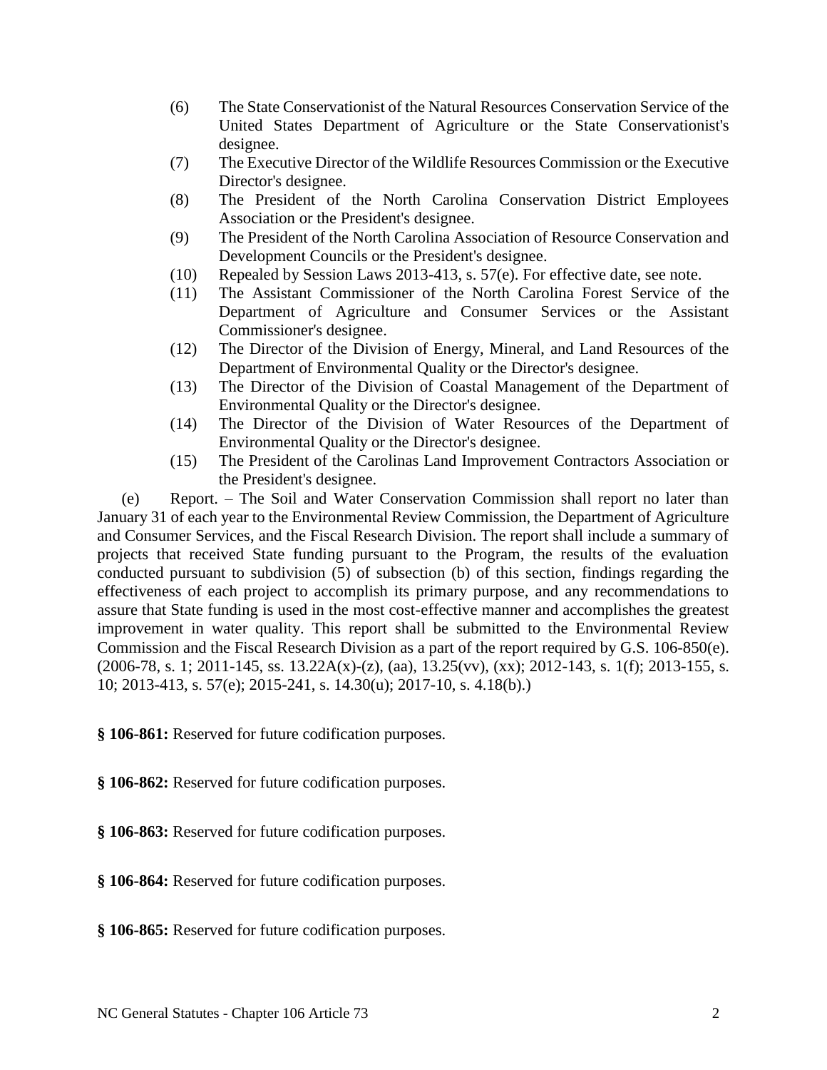(6) The State Conservationist of the Natural Resources Conservation Service of the United States Department of Agriculture or the State Conservationist's designee.

(7) The Executive Director of the Wildlife Resources Commission or the Executive Director's designee.

(8) The President of the North Carolina Conservation District Employees Association or the President's designee.

(9) The President of the North Carolina Association of Resource Conservation and Development Councils or the President's designee.

(10) Repealed by Session Laws 2013-413, s. 57(e). For effective date, see note.

(11) The Assistant Commissioner of the North Carolina Forest Service of the Department of Agriculture and Consumer Services or the Assistant Commissioner's designee.

(12) The Director of the Division of Energy, Mineral, and Land Resources of the Department of Environmental Quality or the Director's designee.

(13) The Director of the Division of Coastal Management of the Department of Environmental Quality or the Director's designee.

(14) The Director of the Division of Water Resources of the Department of Environmental Quality or the Director's designee.

(15) The President of the Carolinas Land Improvement Contractors Association or the President's designee.

(e) Report. – The Soil and Water Conservation Commission shall report no later than January 31 of each year to the Environmental Review Commission, the Department of Agriculture and Consumer Services, and the Fiscal Research Division. The report shall include a summary of projects that received State funding pursuant to the Program, the results of the evaluation conducted pursuant to subdivision (5) of subsection (b) of this section, findings regarding the effectiveness of each project to accomplish its primary purpose, and any recommendations to assure that State funding is used in the most cost-effective manner and accomplishes the greatest improvement in water quality. This report shall be submitted to the Environmental Review Commission and the Fiscal Research Division as a part of the report required by G.S. 106-850(e). (2006-78, s. 1; 2011-145, ss. 13.22A(x)-(z), (aa), 13.25(vv), (xx); 2012-143, s. 1(f); 2013-155, s. 10; 2013-413, s. 57(e); 2015-241, s. 14.30(u); 2017-10, s. 4.18(b).)

**§ 106-861:** Reserved for future codification purposes.

**§ 106-862:** Reserved for future codification purposes.

**§ 106-863:** Reserved for future codification purposes.

**§ 106-864:** Reserved for future codification purposes.

**§ 106-865:** Reserved for future codification purposes.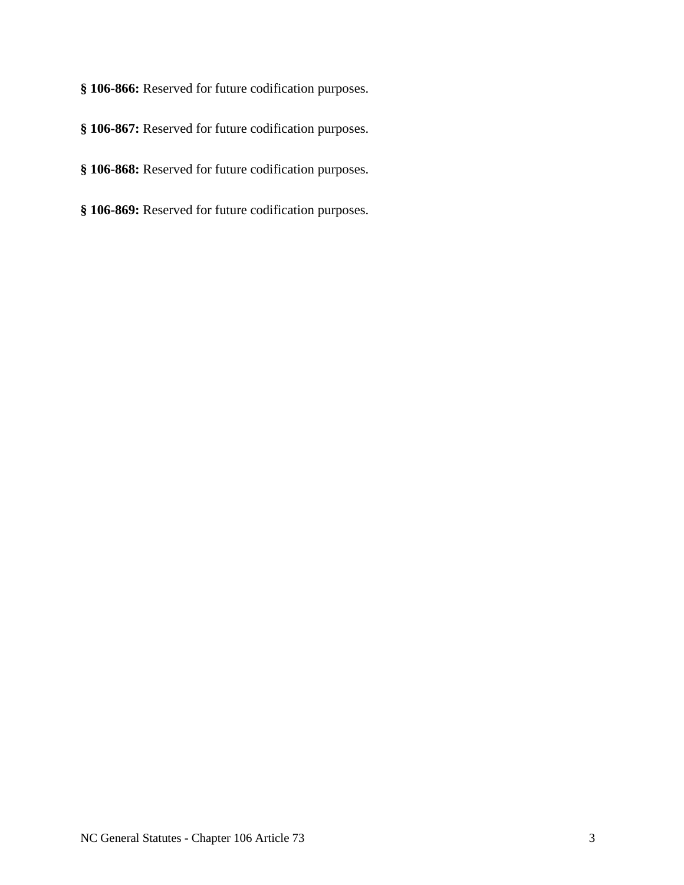**§ 106-866:** Reserved for future codification purposes.

**§ 106-867:** Reserved for future codification purposes.

**§ 106-868:** Reserved for future codification purposes.

**§ 106-869:** Reserved for future codification purposes.